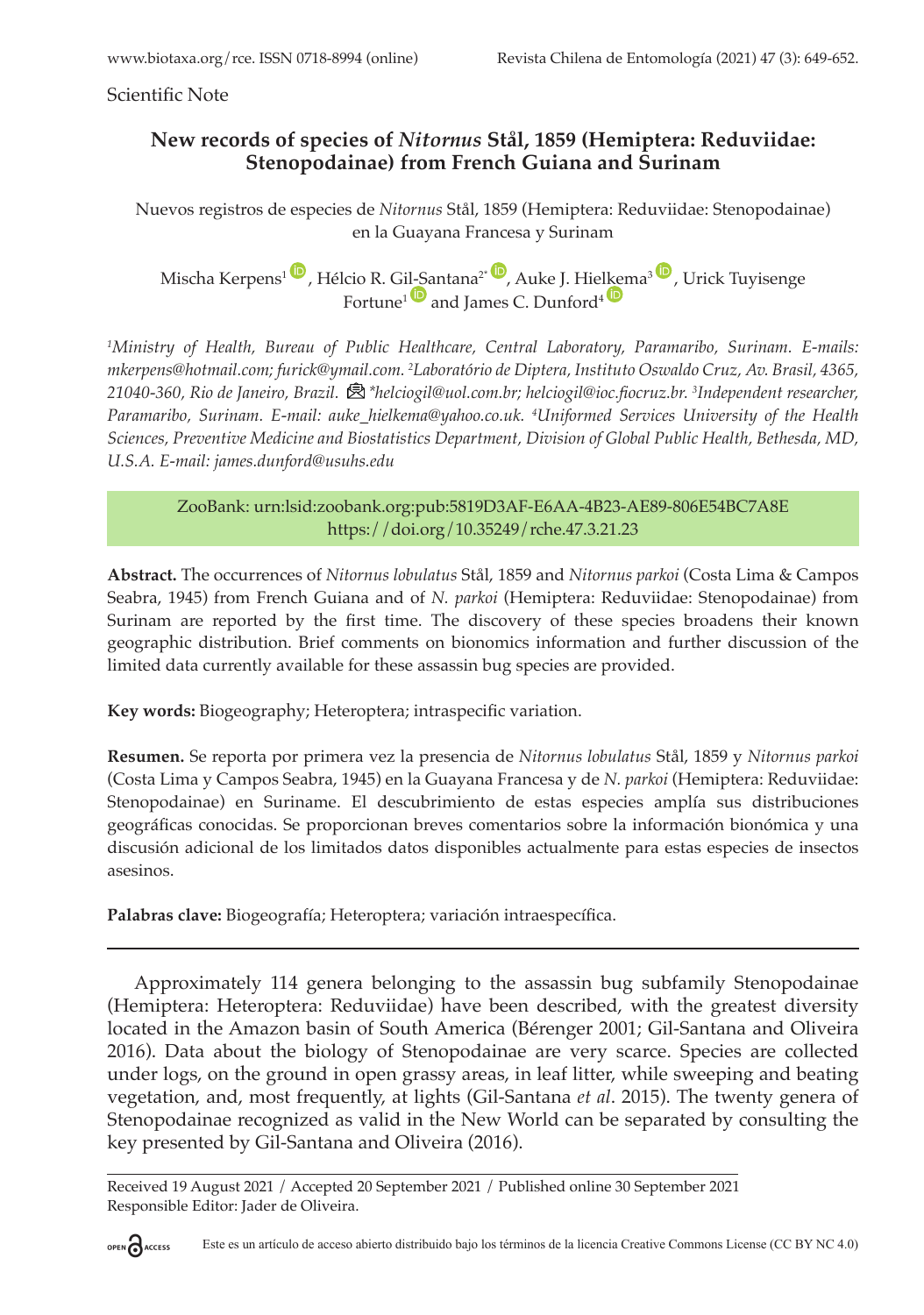Scientific Note

# New records of species of *Nitornus* Stål, 1859 (Hemiptera: Reduviidae: Stenopodainae) from French Guiana and Surinam

Nuevos registros de especies de *Nitornus* Stål, 1859 (Hemiptera: Reduviidae: Stenopodainae) en la Guayana Francesa y Surinam

Mischa Kerpens[1], Hélcio R. Gil-Santana[2*], Auke J. Hielkema[3], Urick Tuyisenge Fortune[1] and James C. Dunford[4]

[1]*Ministry of Health, Bureau of Public Healthcare, Central Laboratory, Paramaribo, Surinam. E-mails: mkerpens@hotmail.com; furick@ymail.com.* [2]*Laboratório de Diptera, Instituto Oswaldo Cruz, Av. Brasil, 4365, 21040-360, Rio de Janeiro, Brazil. \*helciogil@uol.com.br; helciogil@ioc.fiocruz.br.* [3]*Independent researcher, Paramaribo, Surinam. E-mail: auke_hielkema@yahoo.co.uk.* [4]*Uniformed Services University of the Health Sciences, Preventive Medicine and Biostatistics Department, Division of Global Public Health, Bethesda, MD, U.S.A. E-mail: james.dunford@usuhs.edu*

ZooBank: urn:lsid:zoobank.org:pub:5819D3AF-E6AA-4B23-AE89-806E54BC7A8E
https://doi.org/10.35249/rche.47.3.21.23

**Abstract.** The occurrences of *Nitornus lobulatus* Stål, 1859 and *Nitornus parkoi* (Costa Lima & Campos Seabra, 1945) from French Guiana and of *N. parkoi* (Hemiptera: Reduviidae: Stenopodainae) from Surinam are reported by the first time. The discovery of these species broadens their known geographic distribution. Brief comments on bionomics information and further discussion of the limited data currently available for these assassin bug species are provided.

**Key words:** Biogeography; Heteroptera; intraspecific variation.

**Resumen.** Se reporta por primera vez la presencia de *Nitornus lobulatus* Stål, 1859 y *Nitornus parkoi* (Costa Lima y Campos Seabra, 1945) en la Guayana Francesa y de *N. parkoi* (Hemiptera: Reduviidae: Stenopodainae) en Suriname. El descubrimiento de estas especies amplía sus distribuciones geográficas conocidas. Se proporcionan breves comentarios sobre la información bionómica y una discusión adicional de los limitados datos disponibles actualmente para estas especies de insectos asesinos.

**Palabras clave:** Biogeografía; Heteroptera; variación intraespecífica.

---

Approximately 114 genera belonging to the assassin bug subfamily Stenopodainae (Hemiptera: Heteroptera: Reduviidae) have been described, with the greatest diversity located in the Amazon basin of South America (Bérenger 2001; Gil-Santana and Oliveira 2016). Data about the biology of Stenopodainae are very scarce. Species are collected under logs, on the ground in open grassy areas, in leaf litter, while sweeping and beating vegetation, and, most frequently, at lights (Gil-Santana *et al*. 2015). The twenty genera of Stenopodainae recognized as valid in the New World can be separated by consulting the key presented by Gil-Santana and Oliveira (2016).

Received 19 August 2021 / Accepted 20 September 2021 / Published online 30 September 2021
Responsible Editor: Jader de Oliveira.

Este es un artículo de acceso abierto distribuido bajo los términos de la licencia Creative Commons License (CC BY NC 4.0)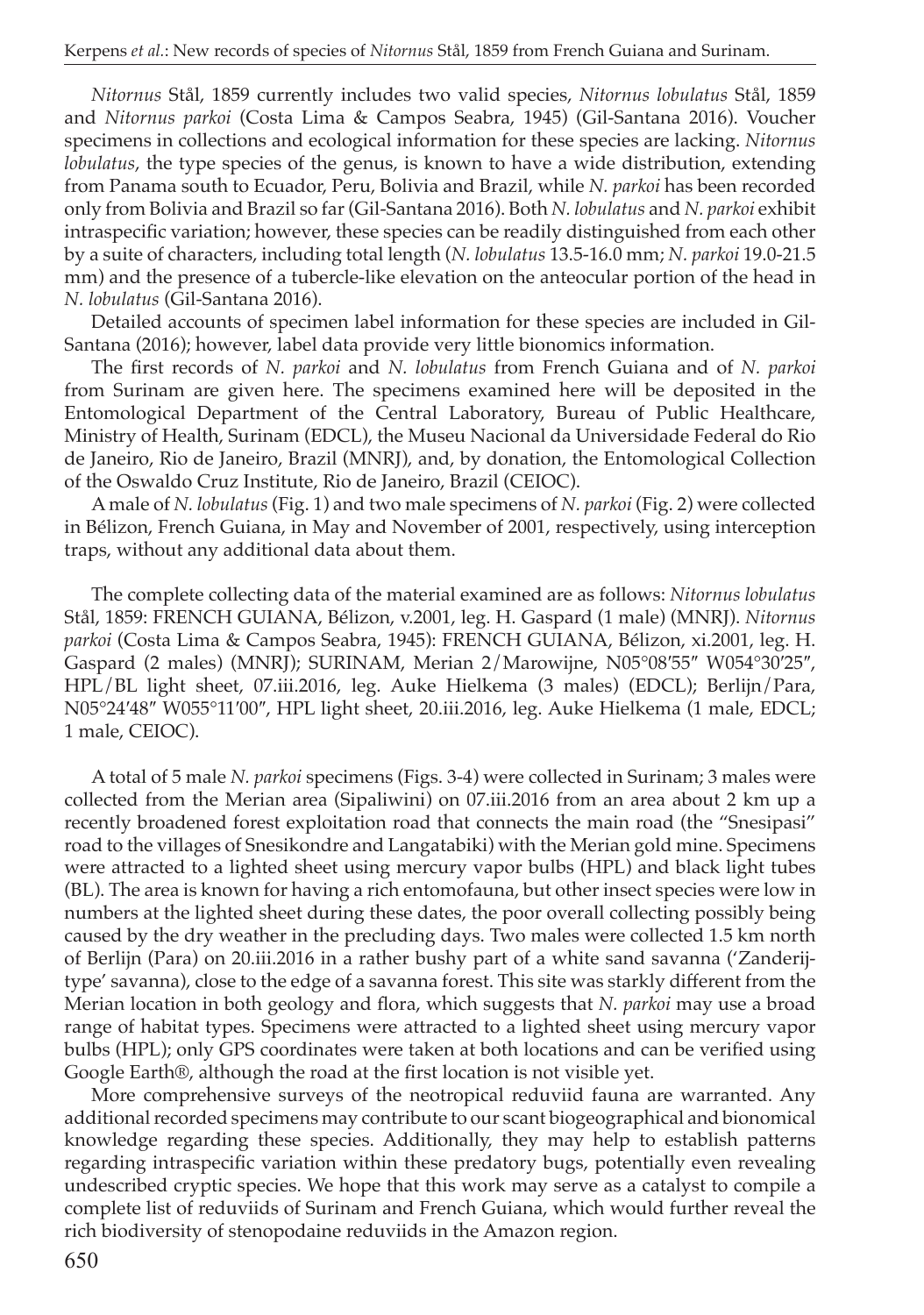*Nitornus* Stål, 1859 currently includes two valid species, *Nitornus lobulatus* Stål, 1859 and *Nitornus parkoi* (Costa Lima & Campos Seabra, 1945) (Gil-Santana 2016). Voucher specimens in collections and ecological information for these species are lacking. *Nitornus lobulatus*, the type species of the genus, is known to have a wide distribution, extending from Panama south to Ecuador, Peru, Bolivia and Brazil, while *N. parkoi* has been recorded only from Bolivia and Brazil so far (Gil-Santana 2016). Both *N. lobulatus* and *N. parkoi* exhibit intraspecific variation; however, these species can be readily distinguished from each other by a suite of characters, including total length (*N. lobulatus* 13.5-16.0 mm; *N. parkoi* 19.0-21.5 mm) and the presence of a tubercle-like elevation on the anteocular portion of the head in *N. lobulatus* (Gil-Santana 2016).

Detailed accounts of specimen label information for these species are included in Gil-Santana (2016); however, label data provide very little bionomics information.

The first records of *N. parkoi* and *N. lobulatus* from French Guiana and of *N. parkoi* from Surinam are given here. The specimens examined here will be deposited in the Entomological Department of the Central Laboratory, Bureau of Public Healthcare, Ministry of Health, Surinam (EDCL), the Museu Nacional da Universidade Federal do Rio de Janeiro, Rio de Janeiro, Brazil (MNRJ), and, by donation, the Entomological Collection of the Oswaldo Cruz Institute, Rio de Janeiro, Brazil (CEIOC).

A male of *N. lobulatus* (Fig. 1) and two male specimens of *N. parkoi* (Fig. 2) were collected in Bélizon, French Guiana, in May and November of 2001, respectively, using interception traps, without any additional data about them.

The complete collecting data of the material examined are as follows: *Nitornus lobulatus* Stål, 1859: FRENCH GUIANA, Bélizon, v.2001, leg. H. Gaspard (1 male) (MNRJ). *Nitornus parkoi* (Costa Lima & Campos Seabra, 1945): FRENCH GUIANA, Bélizon, xi.2001, leg. H. Gaspard (2 males) (MNRJ); SURINAM, Merian 2/Marowijne, N05°08′55″ W054°30′25″, HPL/BL light sheet, 07.iii.2016, leg. Auke Hielkema (3 males) (EDCL); Berlijn/Para, N05°24′48″ W055°11′00″, HPL light sheet, 20.iii.2016, leg. Auke Hielkema (1 male, EDCL; 1 male, CEIOC).

A total of 5 male *N. parkoi* specimens (Figs. 3-4) were collected in Surinam; 3 males were collected from the Merian area (Sipaliwini) on 07.iii.2016 from an area about 2 km up a recently broadened forest exploitation road that connects the main road (the "Snesipasi" road to the villages of Snesikondre and Langatabiki) with the Merian gold mine. Specimens were attracted to a lighted sheet using mercury vapor bulbs (HPL) and black light tubes (BL). The area is known for having a rich entomofauna, but other insect species were low in numbers at the lighted sheet during these dates, the poor overall collecting possibly being caused by the dry weather in the precluding days. Two males were collected 1.5 km north of Berlijn (Para) on 20.iii.2016 in a rather bushy part of a white sand savanna ('Zanderij-type' savanna), close to the edge of a savanna forest. This site was starkly different from the Merian location in both geology and flora, which suggests that *N. parkoi* may use a broad range of habitat types. Specimens were attracted to a lighted sheet using mercury vapor bulbs (HPL); only GPS coordinates were taken at both locations and can be verified using Google Earth®, although the road at the first location is not visible yet.

More comprehensive surveys of the neotropical reduviid fauna are warranted. Any additional recorded specimens may contribute to our scant biogeographical and bionomical knowledge regarding these species. Additionally, they may help to establish patterns regarding intraspecific variation within these predatory bugs, potentially even revealing undescribed cryptic species. We hope that this work may serve as a catalyst to compile a complete list of reduviids of Surinam and French Guiana, which would further reveal the rich biodiversity of stenopodaine reduviids in the Amazon region.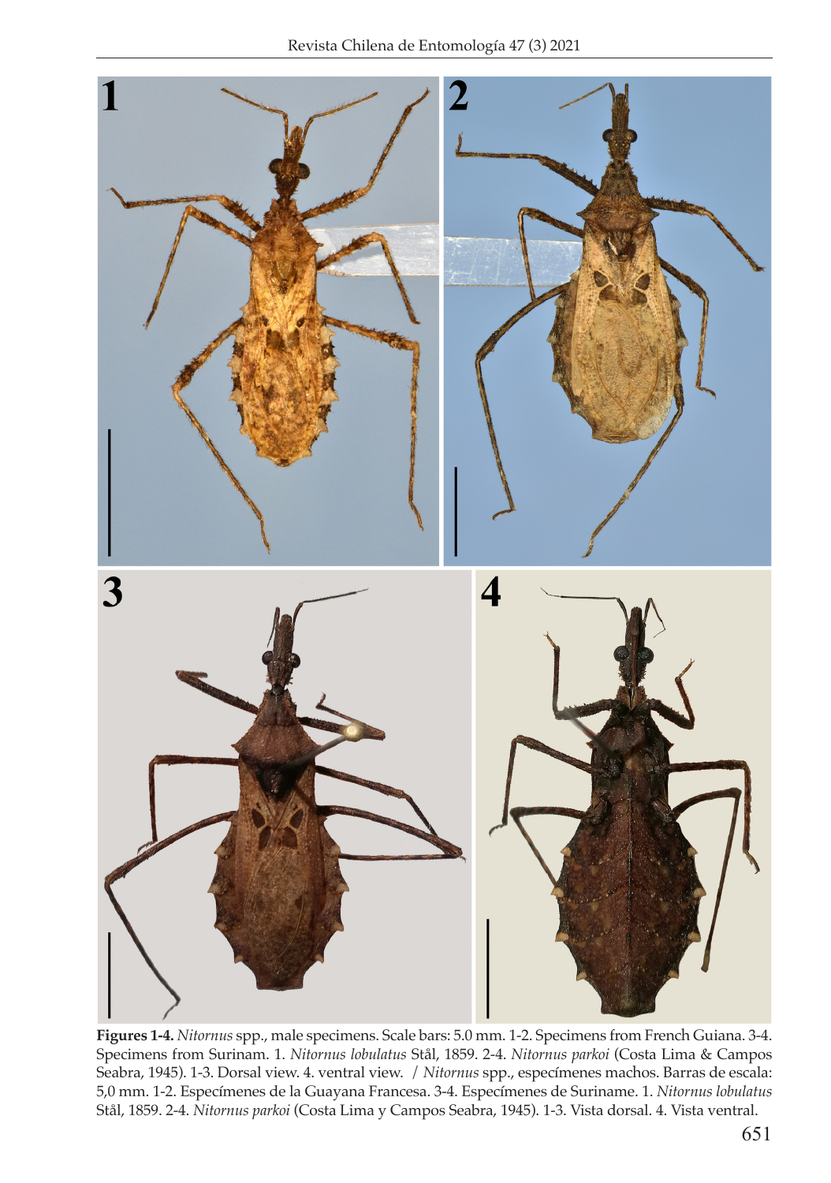**Figures 1-4.** *Nitornus* spp., male specimens. Scale bars: 5.0 mm. 1-2. Specimens from French Guiana. 3-4. Specimens from Surinam. 1. *Nitornus lobulatus* Stål, 1859. 2-4. *Nitornus parkoi* (Costa Lima & Campos Seabra, 1945). 1-3. Dorsal view. 4. ventral view. / *Nitornus* spp., especímenes machos. Barras de escala: 5,0 mm. 1-2. Especímenes de la Guayana Francesa. 3-4. Especímenes de Suriname. 1. *Nitornus lobulatus* Stål, 1859. 2-4. *Nitornus parkoi* (Costa Lima y Campos Seabra, 1945). 1-3. Vista dorsal. 4. Vista ventral.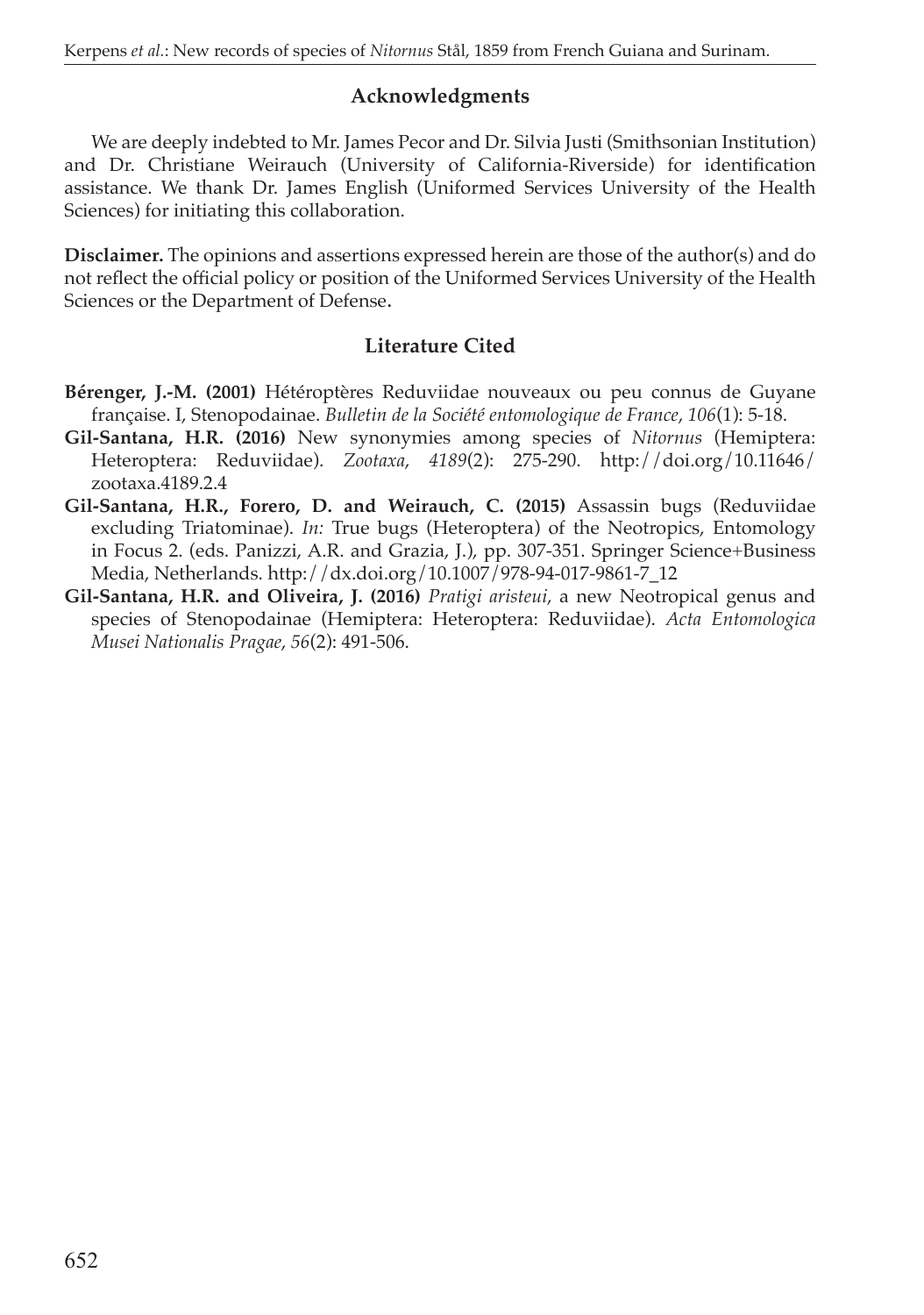## Acknowledgments

We are deeply indebted to Mr. James Pecor and Dr. Silvia Justi (Smithsonian Institution) and Dr. Christiane Weirauch (University of California-Riverside) for identification assistance. We thank Dr. James English (Uniformed Services University of the Health Sciences) for initiating this collaboration.

**Disclaimer.** The opinions and assertions expressed herein are those of the author(s) and do not reflect the official policy or position of the Uniformed Services University of the Health Sciences or the Department of Defense.

## Literature Cited

**Bérenger, J.-M. (2001)** Hétéroptères Reduviidae nouveaux ou peu connus de Guyane française. I, Stenopodainae. *Bulletin de la Société entomologique de France*, *106*(1): 5-18.

**Gil-Santana, H.R. (2016)** New synonymies among species of *Nitornus* (Hemiptera: Heteroptera: Reduviidae). *Zootaxa*, *4189*(2): 275-290. http://doi.org/10.11646/zootaxa.4189.2.4

**Gil-Santana, H.R., Forero, D. and Weirauch, C. (2015)** Assassin bugs (Reduviidae excluding Triatominae). *In:* True bugs (Heteroptera) of the Neotropics, Entomology in Focus 2. (eds. Panizzi, A.R. and Grazia, J.), pp. 307-351. Springer Science+Business Media, Netherlands. http://dx.doi.org/10.1007/978-94-017-9861-7_12

**Gil-Santana, H.R. and Oliveira, J. (2016)** *Pratigi aristeui*, a new Neotropical genus and species of Stenopodainae (Hemiptera: Heteroptera: Reduviidae). *Acta Entomologica Musei Nationalis Pragae*, *56*(2): 491-506.